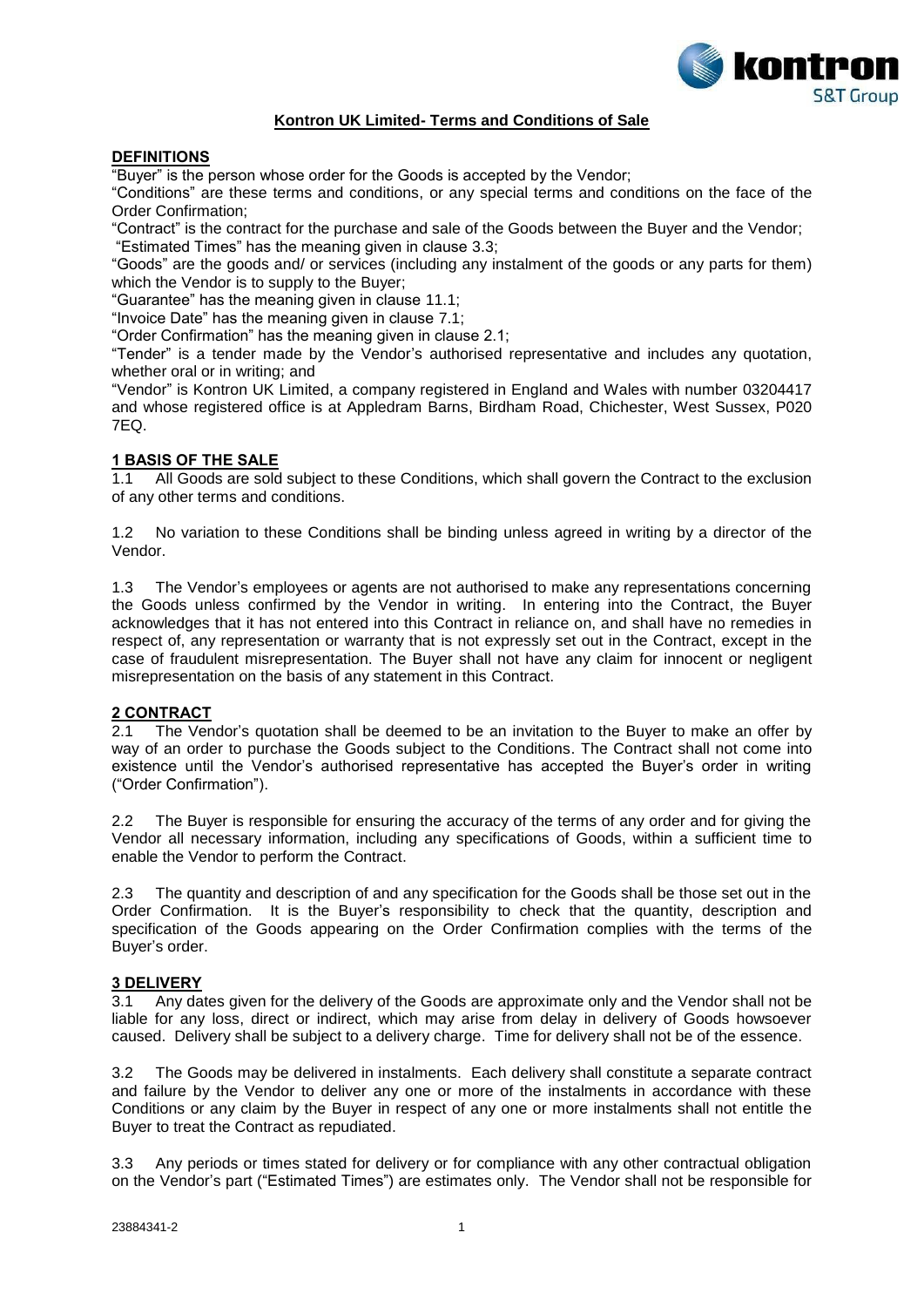# Kontron UK Limited- Terms and Conditions of Sale

## DEFINITIONS

"Buyer" is the person whose order for the Goods is accepted by the Vendor;

"Conditions" are these terms and conditions, or any special terms and conditions on the face of the Order Confirmation;

"Contract" is the contract for the purchase and sale of the Goods between the Buyer and the Vendor;

"Estimated Times" has the meaning given in clause 3.3;

"Goods" are the goods and/ or services (including any instalment of the goods or any parts for them) which the Vendor is to supply to the Buyer;

"Guarantee" has the meaning given in clause 11.1;

"Invoice Date" has the meaning given in clause 7.1;

"Order Confirmation" has the meaning given in clause 2.1;

"Tender" is a tender made by the Vendor's authorised representative and includes any quotation, whether oral or in writing; and

"Vendor" is Kontron UK Limited, a company registered in England and Wales with number 03204417 and whose registered office is at Appledram Barns, Birdham Road, Chichester, West Sussex, P020 7EQ.

## 1 BASIS OF THE SALE

1.1 All Goods are sold subject to these Conditions, which shall govern the Contract to the exclusion of any other terms and conditions.

1.2 No variation to these Conditions shall be binding unless agreed in writing by a director of the Vendor.

1.3 The Vendor's employees or agents are not authorised to make any representations concerning the Goods unless confirmed by the Vendor in writing. In entering into the Contract, the Buyer acknowledges that it has not entered into this Contract in reliance on, and shall have no remedies in respect of, any representation or warranty that is not expressly set out in the Contract, except in the case of fraudulent misrepresentation. The Buyer shall not have any claim for innocent or negligent misrepresentation on the basis of any statement in this Contract.

## 2 CONTRACT

2.1 The Vendor's quotation shall be deemed to be an invitation to the Buyer to make an offer by way of an order to purchase the Goods subject to the Conditions. The Contract shall not come into existence until the Vendor's authorised representative has accepted the Buyer's order in writing ("Order Confirmation").

2.2 The Buyer is responsible for ensuring the accuracy of the terms of any order and for giving the Vendor all necessary information, including any specifications of Goods, within a sufficient time to enable the Vendor to perform the Contract.

2.3 The quantity and description of and any specification for the Goods shall be those set out in the Order Confirmation. It is the Buyer's responsibility to check that the quantity, description and specification of the Goods appearing on the Order Confirmation complies with the terms of the Buyer's order.

## 3 DELIVERY

3.1 Any dates given for the delivery of the Goods are approximate only and the Vendor shall not be liable for any loss, direct or indirect, which may arise from delay in delivery of Goods howsoever caused. Delivery shall be subject to a delivery charge. Time for delivery shall not be of the essence.

3.2 The Goods may be delivered in instalments. Each delivery shall constitute a separate contract and failure by the Vendor to deliver any one or more of the instalments in accordance with these Conditions or any claim by the Buyer in respect of any one or more instalments shall not entitle the Buyer to treat the Contract as repudiated.

3.3 Any periods or times stated for delivery or for compliance with any other contractual obligation on the Vendor's part ("Estimated Times") are estimates only. The Vendor shall not be responsible for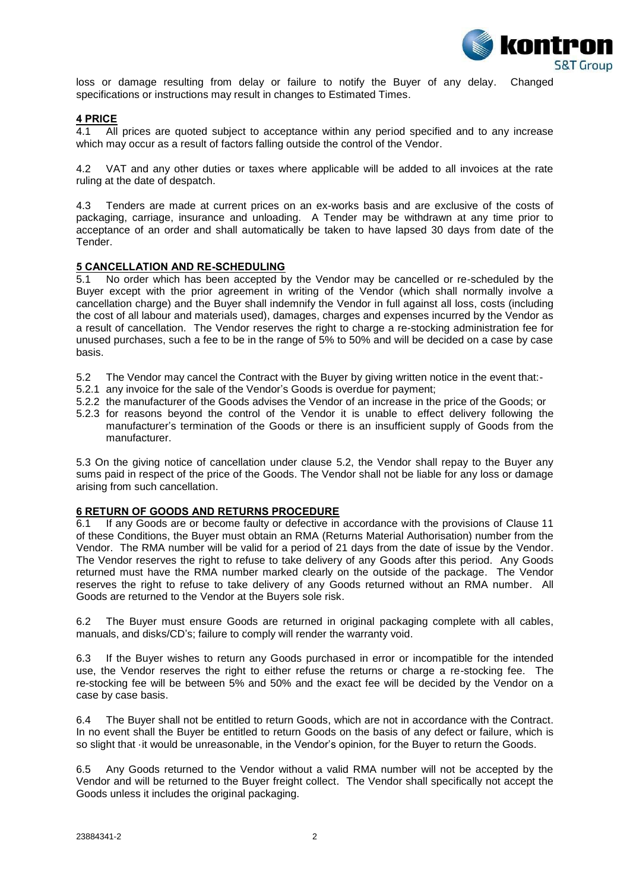loss or damage resulting from delay or failure to notify the Buyer of any delay. Changed specifications or instructions may result in changes to Estimated Times.

## 4 PRICE

4.1 All prices are quoted subject to acceptance within any period specified and to any increase which may occur as a result of factors falling outside the control of the Vendor.

4.2 VAT and any other duties or taxes where applicable will be added to all invoices at the rate ruling at the date of despatch.

4.3 Tenders are made at current prices on an ex-works basis and are exclusive of the costs of packaging, carriage, insurance and unloading. A Tender may be withdrawn at any time prior to acceptance of an order and shall automatically be taken to have lapsed 30 days from date of the Tender.

## 5 CANCELLATION AND RE-SCHEDULING

5.1 No order which has been accepted by the Vendor may be cancelled or re-scheduled by the Buyer except with the prior agreement in writing of the Vendor (which shall normally involve a cancellation charge) and the Buyer shall indemnify the Vendor in full against all loss, costs (including the cost of all labour and materials used), damages, charges and expenses incurred by the Vendor as a result of cancellation. The Vendor reserves the right to charge a re-stocking administration fee for unused purchases, such a fee to be in the range of 5% to 50% and will be decided on a case by case basis.

5.2 The Vendor may cancel the Contract with the Buyer by giving written notice in the event that:-

5.2.1 any invoice for the sale of the Vendor's Goods is overdue for payment;

5.2.2 the manufacturer of the Goods advises the Vendor of an increase in the price of the Goods; or

5.2.3 for reasons beyond the control of the Vendor it is unable to effect delivery following the manufacturer's termination of the Goods or there is an insufficient supply of Goods from the manufacturer.

5.3 On the giving notice of cancellation under clause 5.2, the Vendor shall repay to the Buyer any sums paid in respect of the price of the Goods. The Vendor shall not be liable for any loss or damage arising from such cancellation.

## 6 RETURN OF GOODS AND RETURNS PROCEDURE

6.1 If any Goods are or become faulty or defective in accordance with the provisions of Clause 11 of these Conditions, the Buyer must obtain an RMA (Returns Material Authorisation) number from the Vendor. The RMA number will be valid for a period of 21 days from the date of issue by the Vendor. The Vendor reserves the right to refuse to take delivery of any Goods after this period. Any Goods returned must have the RMA number marked clearly on the outside of the package. The Vendor reserves the right to refuse to take delivery of any Goods returned without an RMA number. All Goods are returned to the Vendor at the Buyers sole risk.

6.2 The Buyer must ensure Goods are returned in original packaging complete with all cables, manuals, and disks/CD's; failure to comply will render the warranty void.

6.3 If the Buyer wishes to return any Goods purchased in error or incompatible for the intended use, the Vendor reserves the right to either refuse the returns or charge a re-stocking fee. The re-stocking fee will be between 5% and 50% and the exact fee will be decided by the Vendor on a case by case basis.

6.4 The Buyer shall not be entitled to return Goods, which are not in accordance with the Contract. In no event shall the Buyer be entitled to return Goods on the basis of any defect or failure, which is so slight that ·it would be unreasonable, in the Vendor's opinion, for the Buyer to return the Goods.

6.5 Any Goods returned to the Vendor without a valid RMA number will not be accepted by the Vendor and will be returned to the Buyer freight collect. The Vendor shall specifically not accept the Goods unless it includes the original packaging.

23884341-2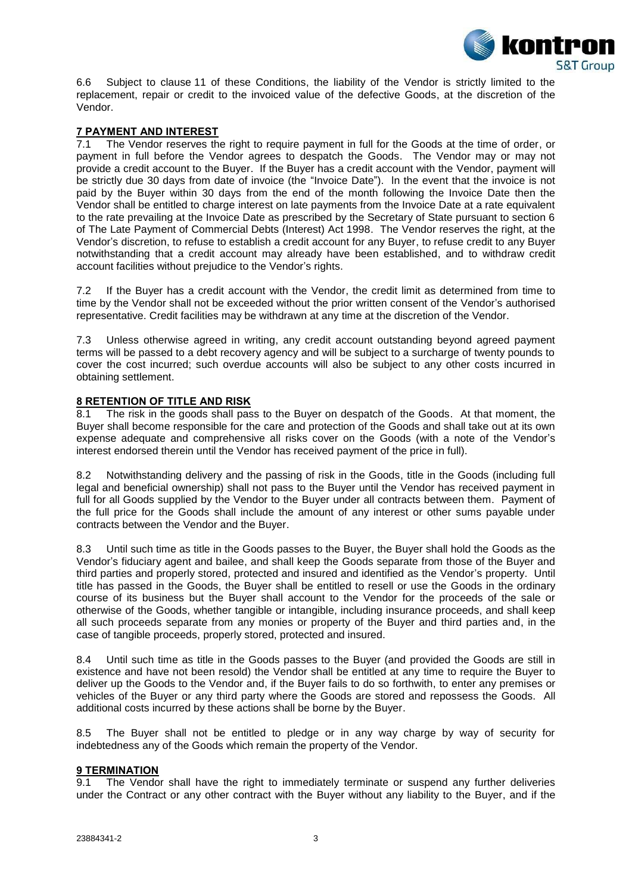6.6 Subject to clause 11 of these Conditions, the liability of the Vendor is strictly limited to the replacement, repair or credit to the invoiced value of the defective Goods, at the discretion of the Vendor.

## 7 PAYMENT AND INTEREST

7.1 The Vendor reserves the right to require payment in full for the Goods at the time of order, or payment in full before the Vendor agrees to despatch the Goods. The Vendor may or may not provide a credit account to the Buyer. If the Buyer has a credit account with the Vendor, payment will be strictly due 30 days from date of invoice (the "Invoice Date"). In the event that the invoice is not paid by the Buyer within 30 days from the end of the month following the Invoice Date then the Vendor shall be entitled to charge interest on late payments from the Invoice Date at a rate equivalent to the rate prevailing at the Invoice Date as prescribed by the Secretary of State pursuant to section 6 of The Late Payment of Commercial Debts (Interest) Act 1998. The Vendor reserves the right, at the Vendor's discretion, to refuse to establish a credit account for any Buyer, to refuse credit to any Buyer notwithstanding that a credit account may already have been established, and to withdraw credit account facilities without prejudice to the Vendor's rights.

7.2 If the Buyer has a credit account with the Vendor, the credit limit as determined from time to time by the Vendor shall not be exceeded without the prior written consent of the Vendor's authorised representative. Credit facilities may be withdrawn at any time at the discretion of the Vendor.

7.3 Unless otherwise agreed in writing, any credit account outstanding beyond agreed payment terms will be passed to a debt recovery agency and will be subject to a surcharge of twenty pounds to cover the cost incurred; such overdue accounts will also be subject to any other costs incurred in obtaining settlement.

## 8 RETENTION OF TITLE AND RISK

8.1 The risk in the goods shall pass to the Buyer on despatch of the Goods. At that moment, the Buyer shall become responsible for the care and protection of the Goods and shall take out at its own expense adequate and comprehensive all risks cover on the Goods (with a note of the Vendor's interest endorsed therein until the Vendor has received payment of the price in full).

8.2 Notwithstanding delivery and the passing of risk in the Goods, title in the Goods (including full legal and beneficial ownership) shall not pass to the Buyer until the Vendor has received payment in full for all Goods supplied by the Vendor to the Buyer under all contracts between them. Payment of the full price for the Goods shall include the amount of any interest or other sums payable under contracts between the Vendor and the Buyer.

8.3 Until such time as title in the Goods passes to the Buyer, the Buyer shall hold the Goods as the Vendor's fiduciary agent and bailee, and shall keep the Goods separate from those of the Buyer and third parties and properly stored, protected and insured and identified as the Vendor's property. Until title has passed in the Goods, the Buyer shall be entitled to resell or use the Goods in the ordinary course of its business but the Buyer shall account to the Vendor for the proceeds of the sale or otherwise of the Goods, whether tangible or intangible, including insurance proceeds, and shall keep all such proceeds separate from any monies or property of the Buyer and third parties and, in the case of tangible proceeds, properly stored, protected and insured.

8.4 Until such time as title in the Goods passes to the Buyer (and provided the Goods are still in existence and have not been resold) the Vendor shall be entitled at any time to require the Buyer to deliver up the Goods to the Vendor and, if the Buyer fails to do so forthwith, to enter any premises or vehicles of the Buyer or any third party where the Goods are stored and repossess the Goods. All additional costs incurred by these actions shall be borne by the Buyer.

8.5 The Buyer shall not be entitled to pledge or in any way charge by way of security for indebtedness any of the Goods which remain the property of the Vendor.

## 9 TERMINATION

9.1 The Vendor shall have the right to immediately terminate or suspend any further deliveries under the Contract or any other contract with the Buyer without any liability to the Buyer, and if the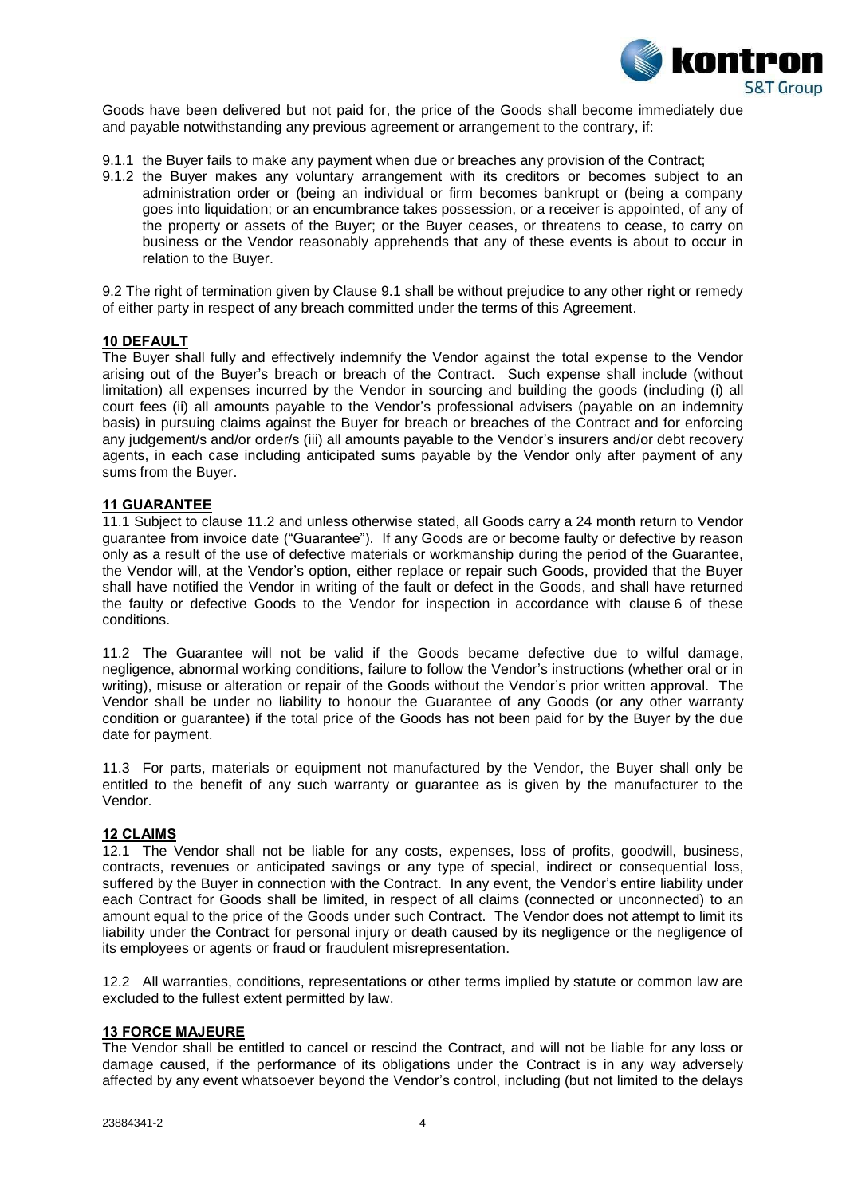Goods have been delivered but not paid for, the price of the Goods shall become immediately due and payable notwithstanding any previous agreement or arrangement to the contrary, if:

9.1.1 the Buyer fails to make any payment when due or breaches any provision of the Contract;

9.1.2 the Buyer makes any voluntary arrangement with its creditors or becomes subject to an administration order or (being an individual or firm becomes bankrupt or (being a company goes into liquidation; or an encumbrance takes possession, or a receiver is appointed, of any of the property or assets of the Buyer; or the Buyer ceases, or threatens to cease, to carry on business or the Vendor reasonably apprehends that any of these events is about to occur in relation to the Buyer.

9.2 The right of termination given by Clause 9.1 shall be without prejudice to any other right or remedy of either party in respect of any breach committed under the terms of this Agreement.

## 10 DEFAULT

The Buyer shall fully and effectively indemnify the Vendor against the total expense to the Vendor arising out of the Buyer's breach or breach of the Contract. Such expense shall include (without limitation) all expenses incurred by the Vendor in sourcing and building the goods (including (i) all court fees (ii) all amounts payable to the Vendor's professional advisers (payable on an indemnity basis) in pursuing claims against the Buyer for breach or breaches of the Contract and for enforcing any judgement/s and/or order/s (iii) all amounts payable to the Vendor's insurers and/or debt recovery agents, in each case including anticipated sums payable by the Vendor only after payment of any sums from the Buyer.

## 11 GUARANTEE

11.1 Subject to clause 11.2 and unless otherwise stated, all Goods carry a 24 month return to Vendor guarantee from invoice date ("Guarantee"). If any Goods are or become faulty or defective by reason only as a result of the use of defective materials or workmanship during the period of the Guarantee, the Vendor will, at the Vendor's option, either replace or repair such Goods, provided that the Buyer shall have notified the Vendor in writing of the fault or defect in the Goods, and shall have returned the faulty or defective Goods to the Vendor for inspection in accordance with clause 6 of these conditions.

11.2 The Guarantee will not be valid if the Goods became defective due to wilful damage, negligence, abnormal working conditions, failure to follow the Vendor's instructions (whether oral or in writing), misuse or alteration or repair of the Goods without the Vendor's prior written approval. The Vendor shall be under no liability to honour the Guarantee of any Goods (or any other warranty condition or guarantee) if the total price of the Goods has not been paid for by the Buyer by the due date for payment.

11.3 For parts, materials or equipment not manufactured by the Vendor, the Buyer shall only be entitled to the benefit of any such warranty or guarantee as is given by the manufacturer to the Vendor.

## 12 CLAIMS

12.1 The Vendor shall not be liable for any costs, expenses, loss of profits, goodwill, business, contracts, revenues or anticipated savings or any type of special, indirect or consequential loss, suffered by the Buyer in connection with the Contract. In any event, the Vendor's entire liability under each Contract for Goods shall be limited, in respect of all claims (connected or unconnected) to an amount equal to the price of the Goods under such Contract. The Vendor does not attempt to limit its liability under the Contract for personal injury or death caused by its negligence or the negligence of its employees or agents or fraud or fraudulent misrepresentation.

12.2 All warranties, conditions, representations or other terms implied by statute or common law are excluded to the fullest extent permitted by law.

## 13 FORCE MAJEURE

The Vendor shall be entitled to cancel or rescind the Contract, and will not be liable for any loss or damage caused, if the performance of its obligations under the Contract is in any way adversely affected by any event whatsoever beyond the Vendor's control, including (but not limited to the delays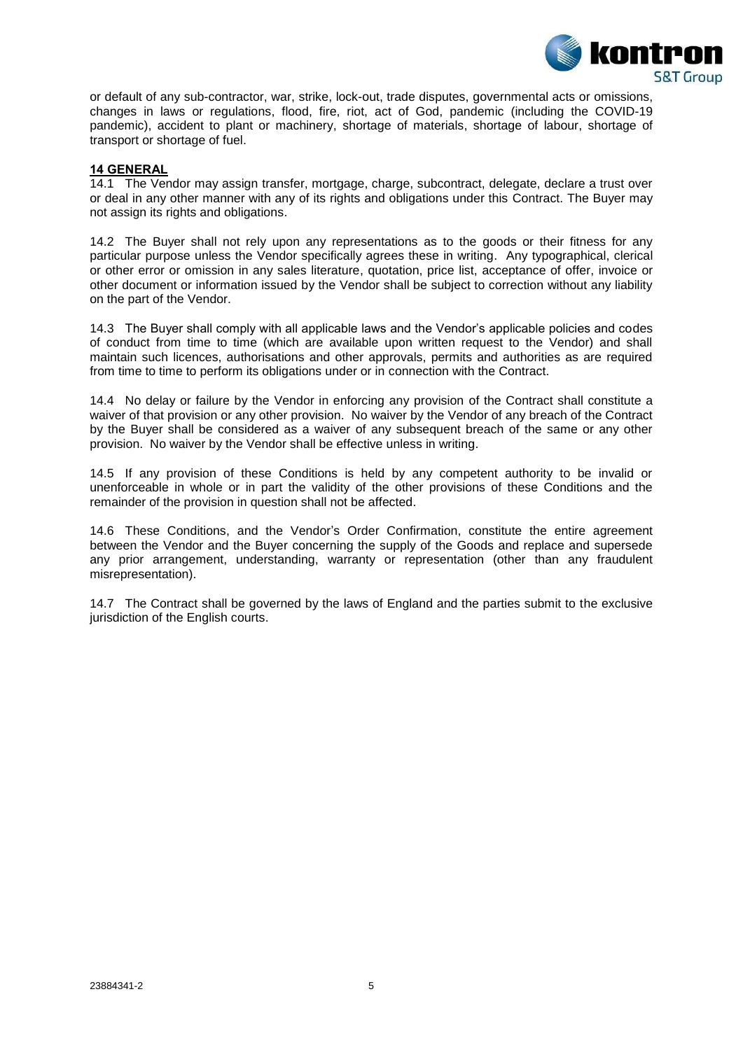or default of any sub-contractor, war, strike, lock-out, trade disputes, governmental acts or omissions, changes in laws or regulations, flood, fire, riot, act of God, pandemic (including the COVID-19 pandemic), accident to plant or machinery, shortage of materials, shortage of labour, shortage of transport or shortage of fuel.

## 14 GENERAL

14.1 The Vendor may assign transfer, mortgage, charge, subcontract, delegate, declare a trust over or deal in any other manner with any of its rights and obligations under this Contract. The Buyer may not assign its rights and obligations.

14.2 The Buyer shall not rely upon any representations as to the goods or their fitness for any particular purpose unless the Vendor specifically agrees these in writing. Any typographical, clerical or other error or omission in any sales literature, quotation, price list, acceptance of offer, invoice or other document or information issued by the Vendor shall be subject to correction without any liability on the part of the Vendor.

14.3 The Buyer shall comply with all applicable laws and the Vendor's applicable policies and codes of conduct from time to time (which are available upon written request to the Vendor) and shall maintain such licences, authorisations and other approvals, permits and authorities as are required from time to time to perform its obligations under or in connection with the Contract.

14.4 No delay or failure by the Vendor in enforcing any provision of the Contract shall constitute a waiver of that provision or any other provision. No waiver by the Vendor of any breach of the Contract by the Buyer shall be considered as a waiver of any subsequent breach of the same or any other provision. No waiver by the Vendor shall be effective unless in writing.

14.5 If any provision of these Conditions is held by any competent authority to be invalid or unenforceable in whole or in part the validity of the other provisions of these Conditions and the remainder of the provision in question shall not be affected.

14.6 These Conditions, and the Vendor's Order Confirmation, constitute the entire agreement between the Vendor and the Buyer concerning the supply of the Goods and replace and supersede any prior arrangement, understanding, warranty or representation (other than any fraudulent misrepresentation).

14.7 The Contract shall be governed by the laws of England and the parties submit to the exclusive jurisdiction of the English courts.